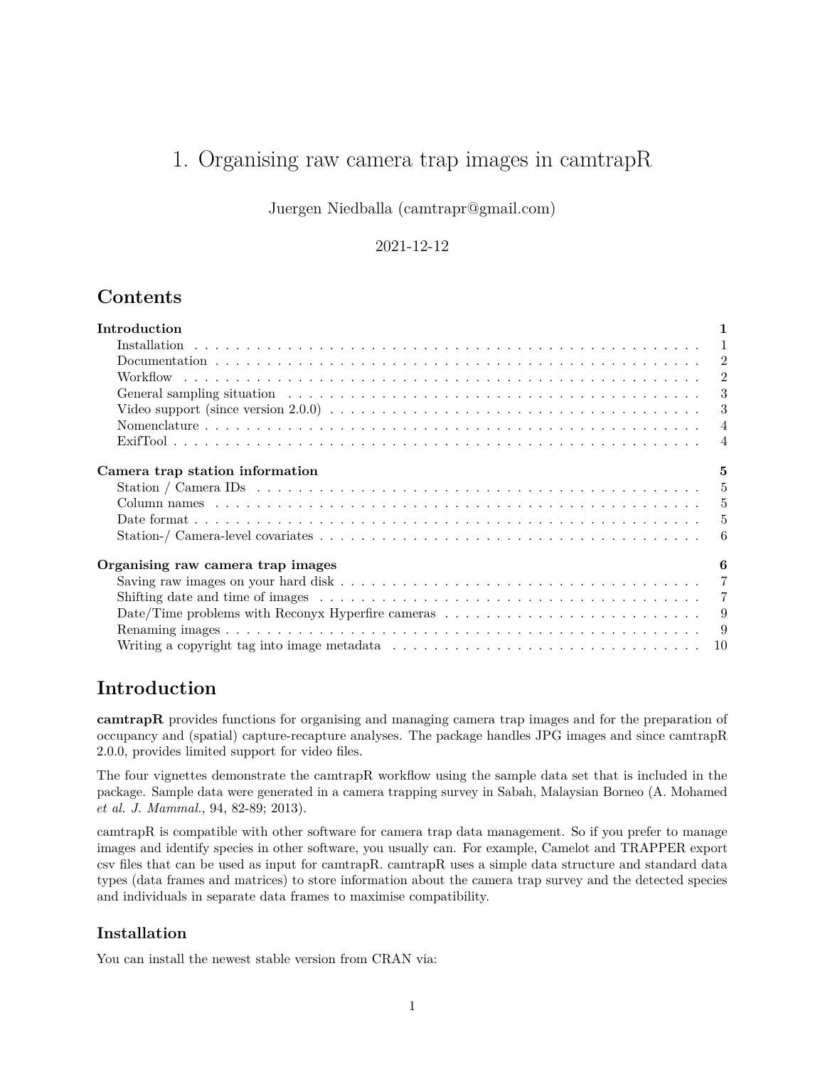# 1. Organising raw camera trap images in camtrapR

Juergen Niedballa (camtrapr@gmail.com)

2021-12-12

## Contents

**Introduction** **1**
- Installation . . . 1
- Documentation . . . 2
- Workflow . . . 2
- General sampling situation . . . 3
- Video support (since version 2.0.0) . . . 3
- Nomenclature . . . 4
- ExifTool . . . 4

**Camera trap station information** **5**
- Station / Camera IDs . . . 5
- Column names . . . 5
- Date format . . . 5
- Station-/ Camera-level covariates . . . 6

**Organising raw camera trap images** **6**
- Saving raw images on your hard disk . . . 7
- Shifting date and time of images . . . 7
- Date/Time problems with Reconyx Hyperfire cameras . . . 9
- Renaming images . . . 9
- Writing a copyright tag into image metadata . . . 10

## Introduction

**camtrapR** provides functions for organising and managing camera trap images and for the preparation of occupancy and (spatial) capture-recapture analyses. The package handles JPG images and since camtrapR 2.0.0, provides limited support for video files.

The four vignettes demonstrate the camtrapR workflow using the sample data set that is included in the package. Sample data were generated in a camera trapping survey in Sabah, Malaysian Borneo (A. Mohamed *et al. J. Mammal.*, 94, 82-89; 2013).

camtrapR is compatible with other software for camera trap data management. So if you prefer to manage images and identify species in other software, you usually can. For example, Camelot and TRAPPER export csv files that can be used as input for camtrapR. camtrapR uses a simple data structure and standard data types (data frames and matrices) to store information about the camera trap survey and the detected species and individuals in separate data frames to maximise compatibility.

### Installation

You can install the newest stable version from CRAN via: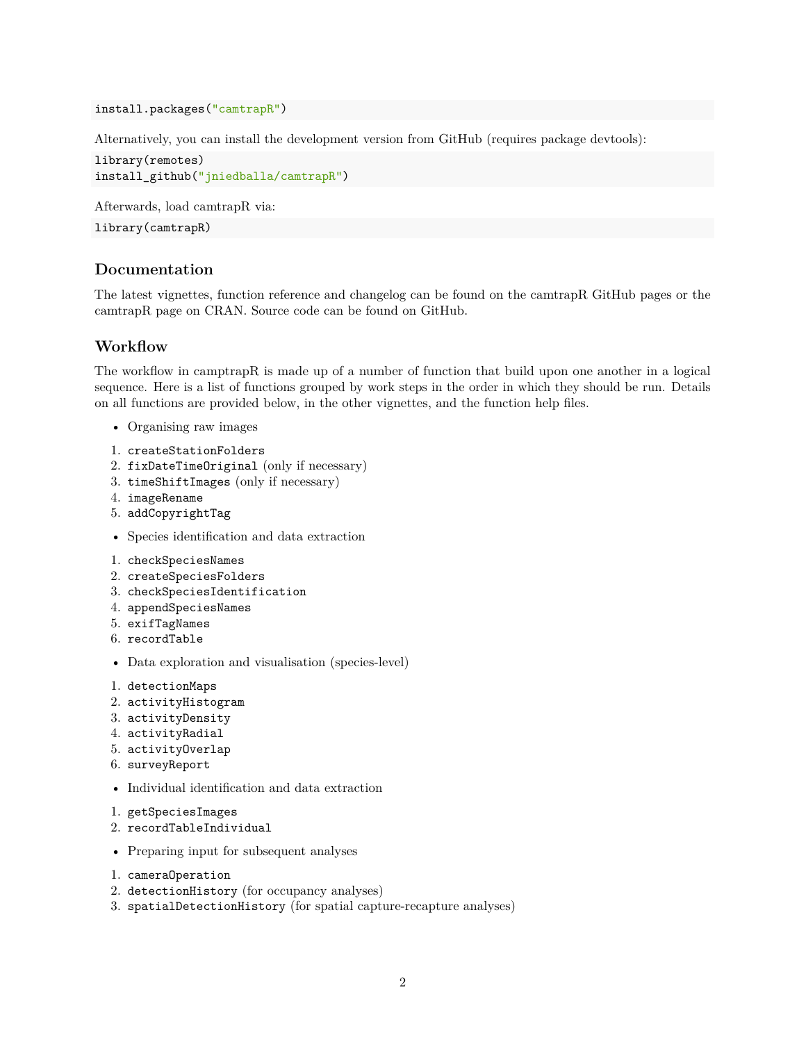```
install.packages("camtrapR")
```

Alternatively, you can install the development version from GitHub (requires package devtools):

```
library(remotes)
install_github("jniedballa/camtrapR")
```

Afterwards, load camtrapR via:

```
library(camtrapR)
```

## Documentation

The latest vignettes, function reference and changelog can be found on the camtrapR GitHub pages or the camtrapR page on CRAN. Source code can be found on GitHub.

## Workflow

The workflow in camptrapR is made up of a number of function that build upon one another in a logical sequence. Here is a list of functions grouped by work steps in the order in which they should be run. Details on all functions are provided below, in the other vignettes, and the function help files.

- Organising raw images

1. `createStationFolders`
2. `fixDateTimeOriginal` (only if necessary)
3. `timeShiftImages` (only if necessary)
4. `imageRename`
5. `addCopyrightTag`

- Species identification and data extraction

1. `checkSpeciesNames`
2. `createSpeciesFolders`
3. `checkSpeciesIdentification`
4. `appendSpeciesNames`
5. `exifTagNames`
6. `recordTable`

- Data exploration and visualisation (species-level)

1. `detectionMaps`
2. `activityHistogram`
3. `activityDensity`
4. `activityRadial`
5. `activityOverlap`
6. `surveyReport`

- Individual identification and data extraction

1. `getSpeciesImages`
2. `recordTableIndividual`

- Preparing input for subsequent analyses

1. `cameraOperation`
2. `detectionHistory` (for occupancy analyses)
3. `spatialDetectionHistory` (for spatial capture-recapture analyses)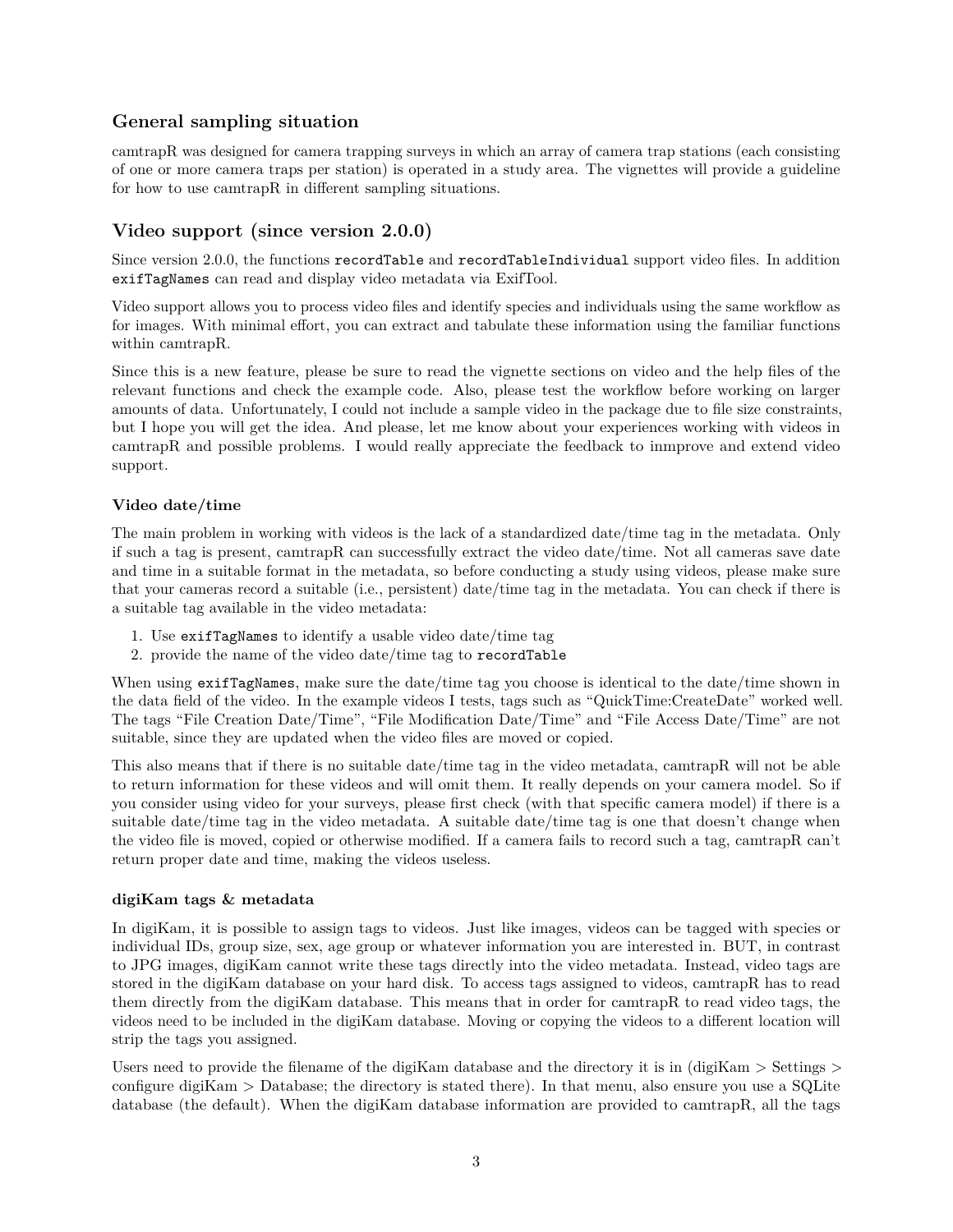## General sampling situation

camtrapR was designed for camera trapping surveys in which an array of camera trap stations (each consisting of one or more camera traps per station) is operated in a study area. The vignettes will provide a guideline for how to use camtrapR in different sampling situations.

## Video support (since version 2.0.0)

Since version 2.0.0, the functions `recordTable` and `recordTableIndividual` support video files. In addition `exifTagNames` can read and display video metadata via ExifTool.

Video support allows you to process video files and identify species and individuals using the same workflow as for images. With minimal effort, you can extract and tabulate these information using the familiar functions within camtrapR.

Since this is a new feature, please be sure to read the vignette sections on video and the help files of the relevant functions and check the example code. Also, please test the workflow before working on larger amounts of data. Unfortunately, I could not include a sample video in the package due to file size constraints, but I hope you will get the idea. And please, let me know about your experiences working with videos in camtrapR and possible problems. I would really appreciate the feedback to inmprove and extend video support.

### Video date/time

The main problem in working with videos is the lack of a standardized date/time tag in the metadata. Only if such a tag is present, camtrapR can successfully extract the video date/time. Not all cameras save date and time in a suitable format in the metadata, so before conducting a study using videos, please make sure that your cameras record a suitable (i.e., persistent) date/time tag in the metadata. You can check if there is a suitable tag available in the video metadata:

1. Use `exifTagNames` to identify a usable video date/time tag
2. provide the name of the video date/time tag to `recordTable`

When using `exifTagNames`, make sure the date/time tag you choose is identical to the date/time shown in the data field of the video. In the example videos I tests, tags such as "QuickTime:CreateDate" worked well. The tags "File Creation Date/Time", "File Modification Date/Time" and "File Access Date/Time" are not suitable, since they are updated when the video files are moved or copied.

This also means that if there is no suitable date/time tag in the video metadata, camtrapR will not be able to return information for these videos and will omit them. It really depends on your camera model. So if you consider using video for your surveys, please first check (with that specific camera model) if there is a suitable date/time tag in the video metadata. A suitable date/time tag is one that doesn't change when the video file is moved, copied or otherwise modified. If a camera fails to record such a tag, camtrapR can't return proper date and time, making the videos useless.

### digiKam tags & metadata

In digiKam, it is possible to assign tags to videos. Just like images, videos can be tagged with species or individual IDs, group size, sex, age group or whatever information you are interested in. BUT, in contrast to JPG images, digiKam cannot write these tags directly into the video metadata. Instead, video tags are stored in the digiKam database on your hard disk. To access tags assigned to videos, camtrapR has to read them directly from the digiKam database. This means that in order for camtrapR to read video tags, the videos need to be included in the digiKam database. Moving or copying the videos to a different location will strip the tags you assigned.

Users need to provide the filename of the digiKam database and the directory it is in (digiKam > Settings > configure digiKam > Database; the directory is stated there). In that menu, also ensure you use a SQLite database (the default). When the digiKam database information are provided to camtrapR, all the tags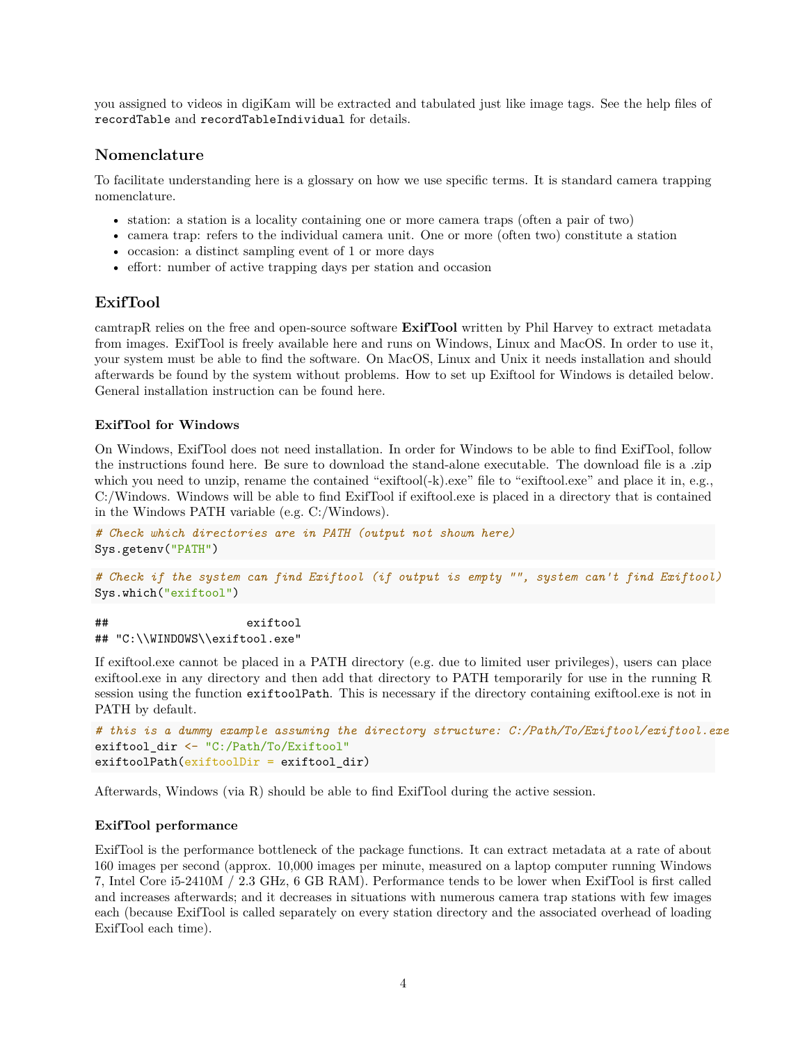you assigned to videos in digiKam will be extracted and tabulated just like image tags. See the help files of `recordTable` and `recordTableIndividual` for details.

## Nomenclature

To facilitate understanding here is a glossary on how we use specific terms. It is standard camera trapping nomenclature.

- station: a station is a locality containing one or more camera traps (often a pair of two)
- camera trap: refers to the individual camera unit. One or more (often two) constitute a station
- occasion: a distinct sampling event of 1 or more days
- effort: number of active trapping days per station and occasion

## ExifTool

camtrapR relies on the free and open-source software **ExifTool** written by Phil Harvey to extract metadata from images. ExifTool is freely available here and runs on Windows, Linux and MacOS. In order to use it, your system must be able to find the software. On MacOS, Linux and Unix it needs installation and should afterwards be found by the system without problems. How to set up Exiftool for Windows is detailed below. General installation instruction can be found here.

### ExifTool for Windows

On Windows, ExifTool does not need installation. In order for Windows to be able to find ExifTool, follow the instructions found here. Be sure to download the stand-alone executable. The download file is a .zip which you need to unzip, rename the contained "exiftool(-k).exe" file to "exiftool.exe" and place it in, e.g., C:/Windows. Windows will be able to find ExifTool if exiftool.exe is placed in a directory that is contained in the Windows PATH variable (e.g. C:/Windows).

```
# Check which directories are in PATH (output not shown here)
Sys.getenv("PATH")
```

```
# Check if the system can find Exiftool (if output is empty "", system can't find Exiftool)
Sys.which("exiftool")
```

```
##                    exiftool
## "C:\\WINDOWS\\exiftool.exe"
```

If exiftool.exe cannot be placed in a PATH directory (e.g. due to limited user privileges), users can place exiftool.exe in any directory and then add that directory to PATH temporarily for use in the running R session using the function `exiftoolPath`. This is necessary if the directory containing exiftool.exe is not in PATH by default.

```
# this is a dummy example assuming the directory structure: C:/Path/To/Exiftool/exiftool.exe
exiftool_dir <- "C:/Path/To/Exiftool"
exiftoolPath(exiftoolDir = exiftool_dir)
```

Afterwards, Windows (via R) should be able to find ExifTool during the active session.

### ExifTool performance

ExifTool is the performance bottleneck of the package functions. It can extract metadata at a rate of about 160 images per second (approx. 10,000 images per minute, measured on a laptop computer running Windows 7, Intel Core i5-2410M / 2.3 GHz, 6 GB RAM). Performance tends to be lower when ExifTool is first called and increases afterwards; and it decreases in situations with numerous camera trap stations with few images each (because ExifTool is called separately on every station directory and the associated overhead of loading ExifTool each time).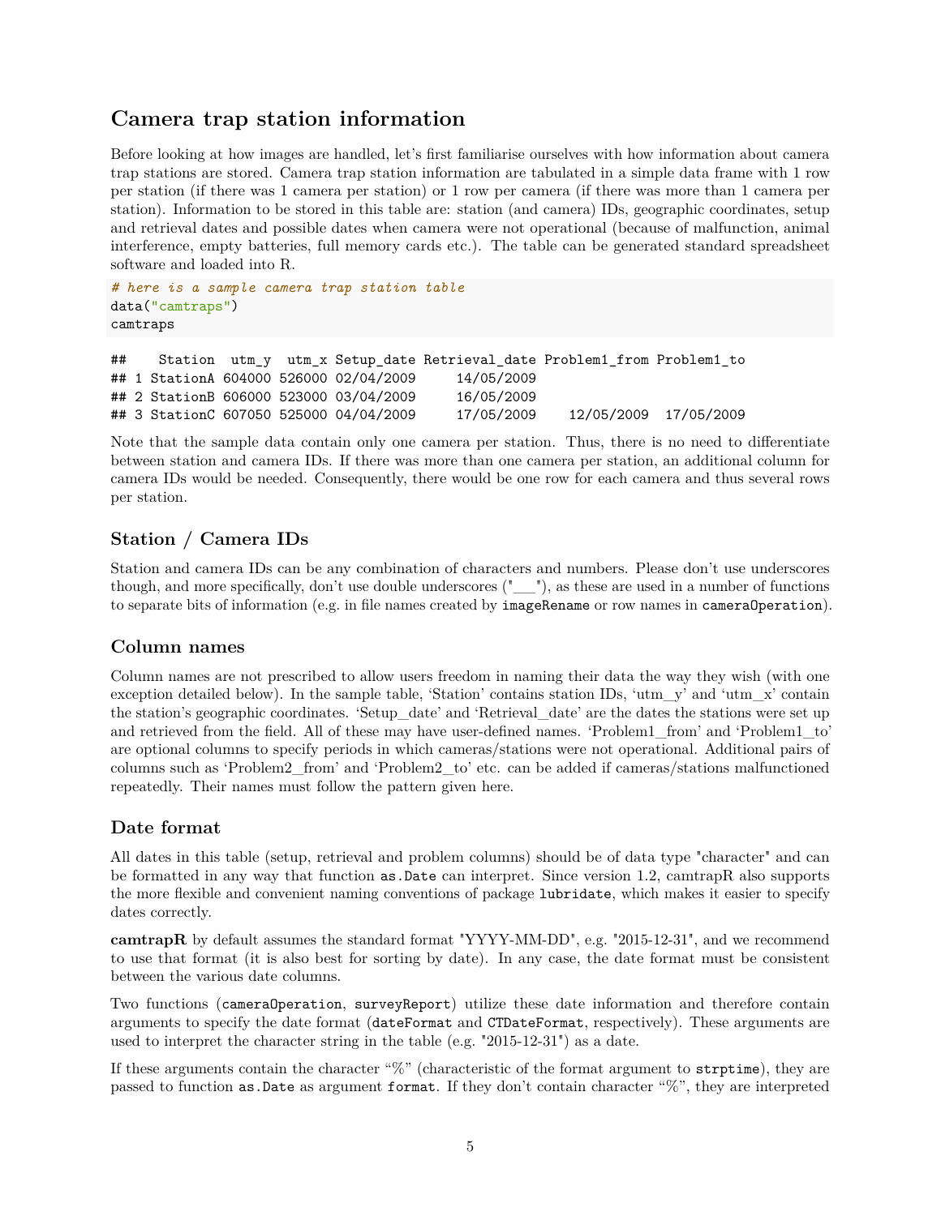## Camera trap station information

Before looking at how images are handled, let's first familiarise ourselves with how information about camera trap stations are stored. Camera trap station information are tabulated in a simple data frame with 1 row per station (if there was 1 camera per station) or 1 row per camera (if there was more than 1 camera per station). Information to be stored in this table are: station (and camera) IDs, geographic coordinates, setup and retrieval dates and possible dates when camera were not operational (because of malfunction, animal interference, empty batteries, full memory cards etc.). The table can be generated standard spreadsheet software and loaded into R.

```
# here is a sample camera trap station table
data("camtraps")
camtraps
```

```
##    Station  utm_y  utm_x Setup_date Retrieval_date Problem1_from Problem1_to
## 1 StationA 604000 526000 02/04/2009     14/05/2009
## 2 StationB 606000 523000 03/04/2009     16/05/2009
## 3 StationC 607050 525000 04/04/2009     17/05/2009    12/05/2009  17/05/2009
```

Note that the sample data contain only one camera per station. Thus, there is no need to differentiate between station and camera IDs. If there was more than one camera per station, an additional column for camera IDs would be needed. Consequently, there would be one row for each camera and thus several rows per station.

### Station / Camera IDs

Station and camera IDs can be any combination of characters and numbers. Please don't use underscores though, and more specifically, don't use double underscores ("__"), as these are used in a number of functions to separate bits of information (e.g. in file names created by `imageRename` or row names in `cameraOperation`).

### Column names

Column names are not prescribed to allow users freedom in naming their data the way they wish (with one exception detailed below). In the sample table, 'Station' contains station IDs, 'utm_y' and 'utm_x' contain the station's geographic coordinates. 'Setup_date' and 'Retrieval_date' are the dates the stations were set up and retrieved from the field. All of these may have user-defined names. 'Problem1_from' and 'Problem1_to' are optional columns to specify periods in which cameras/stations were not operational. Additional pairs of columns such as 'Problem2_from' and 'Problem2_to' etc. can be added if cameras/stations malfunctioned repeatedly. Their names must follow the pattern given here.

### Date format

All dates in this table (setup, retrieval and problem columns) should be of data type "character" and can be formatted in any way that function `as.Date` can interpret. Since version 1.2, camtrapR also supports the more flexible and convenient naming conventions of package `lubridate`, which makes it easier to specify dates correctly.

**camtrapR** by default assumes the standard format "YYYY-MM-DD", e.g. "2015-12-31", and we recommend to use that format (it is also best for sorting by date). In any case, the date format must be consistent between the various date columns.

Two functions (`cameraOperation`, `surveyReport`) utilize these date information and therefore contain arguments to specify the date format (`dateFormat` and `CTDateFormat`, respectively). These arguments are used to interpret the character string in the table (e.g. "2015-12-31") as a date.

If these arguments contain the character "%" (characteristic of the format argument to `strptime`), they are passed to function `as.Date` as argument `format`. If they don't contain character "%", they are interpreted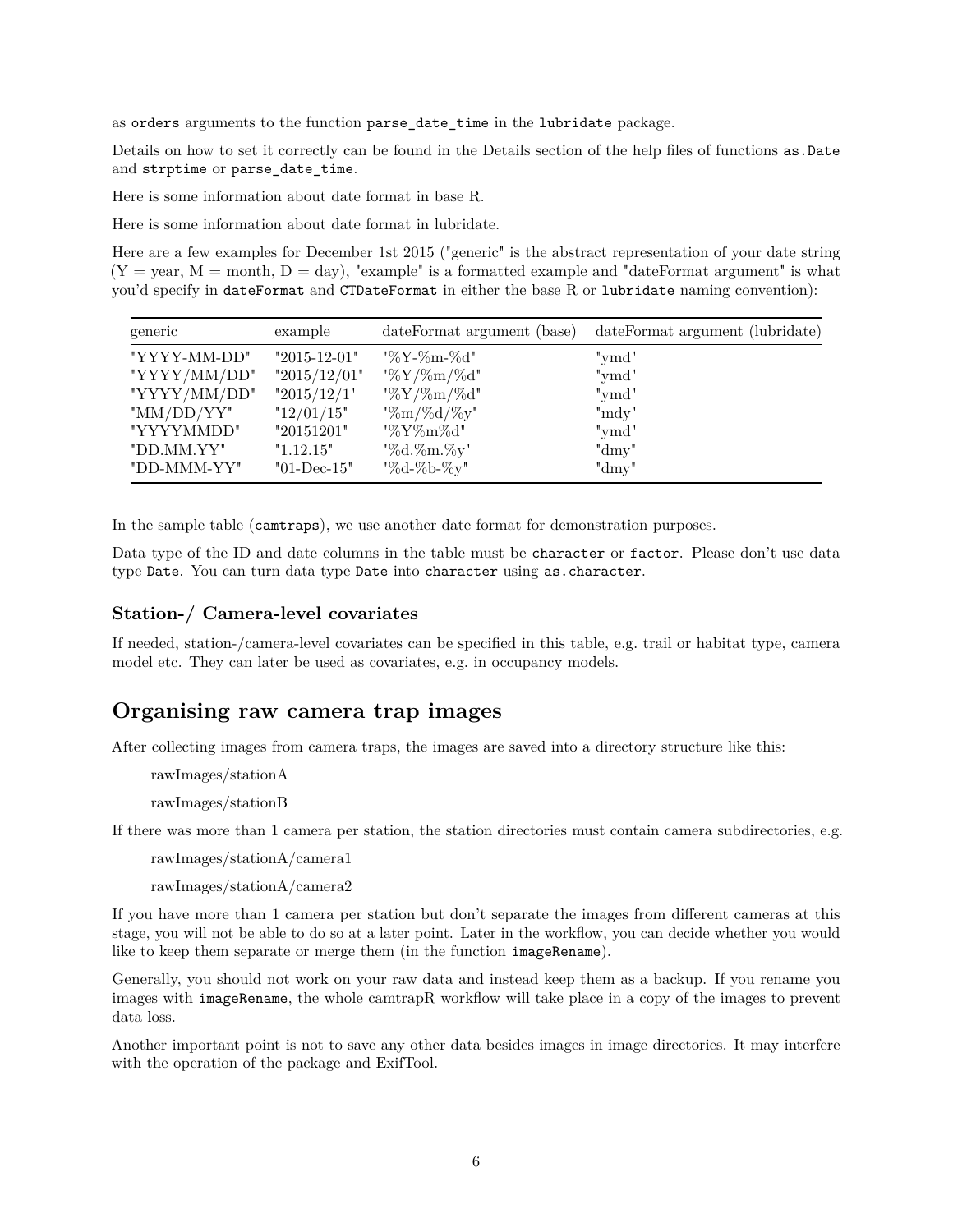as `orders` arguments to the function `parse_date_time` in the `lubridate` package.

Details on how to set it correctly can be found in the Details section of the help files of functions `as.Date` and `strptime` or `parse_date_time`.

Here is some information about date format in base R.

Here is some information about date format in lubridate.

Here are a few examples for December 1st 2015 ("generic" is the abstract representation of your date string (Y = year, M = month, D = day), "example" is a formatted example and "dateFormat argument" is what you'd specify in `dateFormat` and `CTDateFormat` in either the base R or `lubridate` naming convention):

| generic | example | dateFormat argument (base) | dateFormat argument (lubridate) |
|---|---|---|---|
| "YYYY-MM-DD" | "2015-12-01" | "%Y-%m-%d" | "ymd" |
| "YYYY/MM/DD" | "2015/12/01" | "%Y/%m/%d" | "ymd" |
| "YYYY/MM/DD" | "2015/12/1" | "%Y/%m/%d" | "ymd" |
| "MM/DD/YY" | "12/01/15" | "%m/%d/%y" | "mdy" |
| "YYYYMMDD" | "20151201" | "%Y%m%d" | "ymd" |
| "DD.MM.YY" | "1.12.15" | "%d.%m.%y" | "dmy" |
| "DD-MMM-YY" | "01-Dec-15" | "%d-%b-%y" | "dmy" |

In the sample table (`camtraps`), we use another date format for demonstration purposes.

Data type of the ID and date columns in the table must be `character` or `factor`. Please don't use data type `Date`. You can turn data type `Date` into `character` using `as.character`.

### Station-/ Camera-level covariates

If needed, station-/camera-level covariates can be specified in this table, e.g. trail or habitat type, camera model etc. They can later be used as covariates, e.g. in occupancy models.

## Organising raw camera trap images

After collecting images from camera traps, the images are saved into a directory structure like this:

rawImages/stationA

rawImages/stationB

If there was more than 1 camera per station, the station directories must contain camera subdirectories, e.g.

rawImages/stationA/camera1

rawImages/stationA/camera2

If you have more than 1 camera per station but don't separate the images from different cameras at this stage, you will not be able to do so at a later point. Later in the workflow, you can decide whether you would like to keep them separate or merge them (in the function `imageRename`).

Generally, you should not work on your raw data and instead keep them as a backup. If you rename you images with `imageRename`, the whole camtrapR workflow will take place in a copy of the images to prevent data loss.

Another important point is not to save any other data besides images in image directories. It may interfere with the operation of the package and ExifTool.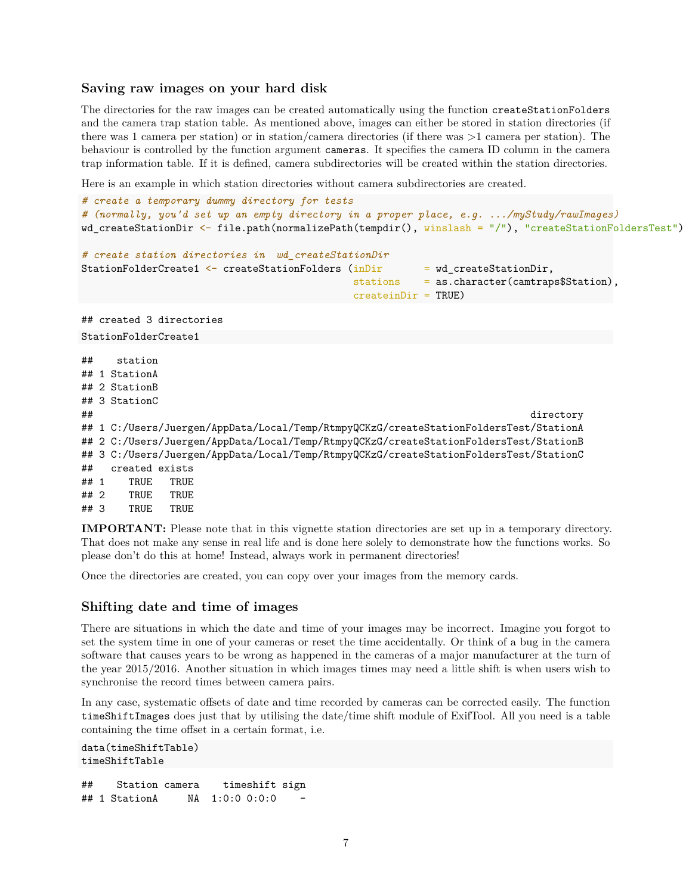### Saving raw images on your hard disk

The directories for the raw images can be created automatically using the function `createStationFolders` and the camera trap station table. As mentioned above, images can either be stored in station directories (if there was 1 camera per station) or in station/camera directories (if there was >1 camera per station). The behaviour is controlled by the function argument `cameras`. It specifies the camera ID column in the camera trap information table. If it is defined, camera subdirectories will be created within the station directories.

Here is an example in which station directories without camera subdirectories are created.

```
# create a temporary dummy directory for tests
# (normally, you'd set up an empty directory in a proper place, e.g. .../myStudy/rawImages)
wd_createStationDir <- file.path(normalizePath(tempdir(), winslash = "/"), "createStationFoldersTest")

# create station directories in  wd_createStationDir
StationFolderCreate1 <- createStationFolders (inDir       = wd_createStationDir,
                                              stations    = as.character(camtraps$Station),
                                              createinDir = TRUE)
```

```
## created 3 directories
```

```
StationFolderCreate1
```

```
##    station
## 1 StationA
## 2 StationB
## 3 StationC
##                                                                              directory
## 1 C:/Users/Juergen/AppData/Local/Temp/RtmpyQCKzG/createStationFoldersTest/StationA
## 2 C:/Users/Juergen/AppData/Local/Temp/RtmpyQCKzG/createStationFoldersTest/StationB
## 3 C:/Users/Juergen/AppData/Local/Temp/RtmpyQCKzG/createStationFoldersTest/StationC
##   created exists
## 1    TRUE   TRUE
## 2    TRUE   TRUE
## 3    TRUE   TRUE
```

**IMPORTANT:** Please note that in this vignette station directories are set up in a temporary directory. That does not make any sense in real life and is done here solely to demonstrate how the functions works. So please don't do this at home! Instead, always work in permanent directories!

Once the directories are created, you can copy over your images from the memory cards.

### Shifting date and time of images

There are situations in which the date and time of your images may be incorrect. Imagine you forgot to set the system time in one of your cameras or reset the time accidentally. Or think of a bug in the camera software that causes years to be wrong as happened in the cameras of a major manufacturer at the turn of the year 2015/2016. Another situation in which images times may need a little shift is when users wish to synchronise the record times between camera pairs.

In any case, systematic offsets of date and time recorded by cameras can be corrected easily. The function `timeShiftImages` does just that by utilising the date/time shift module of ExifTool. All you need is a table containing the time offset in a certain format, i.e.

```
data(timeShiftTable)
timeShiftTable
```

```
##    Station camera    timeshift sign
## 1 StationA     NA  1:0:0 0:0:0    -
```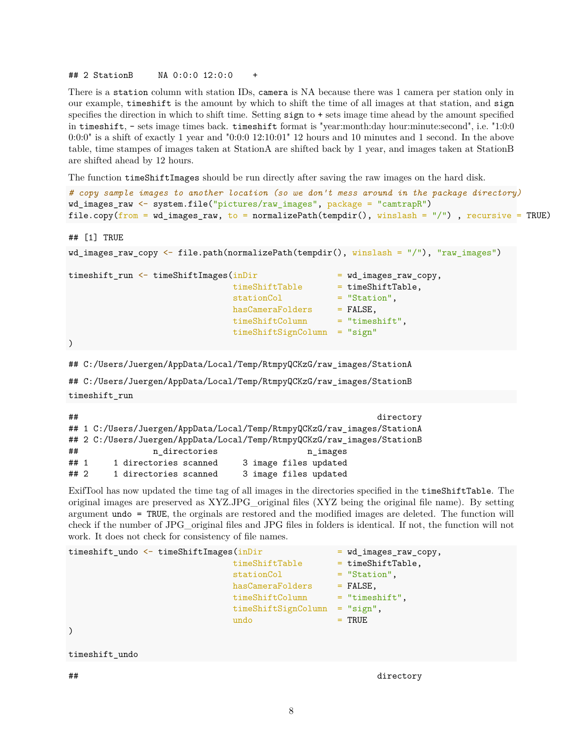```
## 2 StationB     NA 0:0:0 12:0:0    +
```

There is a `station` column with station IDs, `camera` is NA because there was 1 camera per station only in our example, `timeshift` is the amount by which to shift the time of all images at that station, and `sign` specifies the direction in which to shift time. Setting `sign` to `+` sets image time ahead by the amount specified in `timeshift`, `-` sets image times back. `timeshift` format is "year:month:day hour:minute:second", i.e. "1:0:0 0:0:0" is a shift of exactly 1 year and "0:0:0 12:10:01" 12 hours and 10 minutes and 1 second. In the above table, time stampes of images taken at StationA are shifted back by 1 year, and images taken at StationB are shifted ahead by 12 hours.

The function `timeShiftImages` should be run directly after saving the raw images on the hard disk.

```r
# copy sample images to another location (so we don't mess around in the package directory)
wd_images_raw <- system.file("pictures/raw_images", package = "camtrapR")
file.copy(from = wd_images_raw, to = normalizePath(tempdir(), winslash = "/") , recursive = TRUE)
```

```
## [1] TRUE
```

```r
wd_images_raw_copy <- file.path(normalizePath(tempdir(), winslash = "/"), "raw_images")

timeshift_run <- timeShiftImages(inDir                = wd_images_raw_copy,
                                 timeShiftTable       = timeShiftTable,
                                 stationCol           = "Station",
                                 hasCameraFolders     = FALSE,
                                 timeShiftColumn      = "timeshift",
                                 timeShiftSignColumn  = "sign"
)
```

```
## C:/Users/Juergen/AppData/Local/Temp/RtmpyQCKzG/raw_images/StationA
```

```
## C:/Users/Juergen/AppData/Local/Temp/RtmpyQCKzG/raw_images/StationB
```

```r
timeshift_run
```

```
##                                                            directory
## 1 C:/Users/Juergen/AppData/Local/Temp/RtmpyQCKzG/raw_images/StationA
## 2 C:/Users/Juergen/AppData/Local/Temp/RtmpyQCKzG/raw_images/StationB
##               n_directories                 n_images
## 1     1 directories scanned     3 image files updated
## 2     1 directories scanned     3 image files updated
```

ExifTool has now updated the time tag of all images in the directories specified in the `timeShiftTable`. The original images are preserved as XYZ.JPG_original files (XYZ being the original file name). By setting argument `undo = TRUE`, the orginals are restored and the modified images are deleted. The function will check if the number of JPG_original files and JPG files in folders is identical. If not, the function will not work. It does not check for consistency of file names.

```r
timeshift_undo <- timeShiftImages(inDir                = wd_images_raw_copy,
                                  timeShiftTable       = timeShiftTable,
                                  stationCol           = "Station",
                                  hasCameraFolders     = FALSE,
                                  timeShiftColumn      = "timeshift",
                                  timeShiftSignColumn  = "sign",
                                  undo                 = TRUE
)

timeshift_undo
```

```
##                                                            directory
```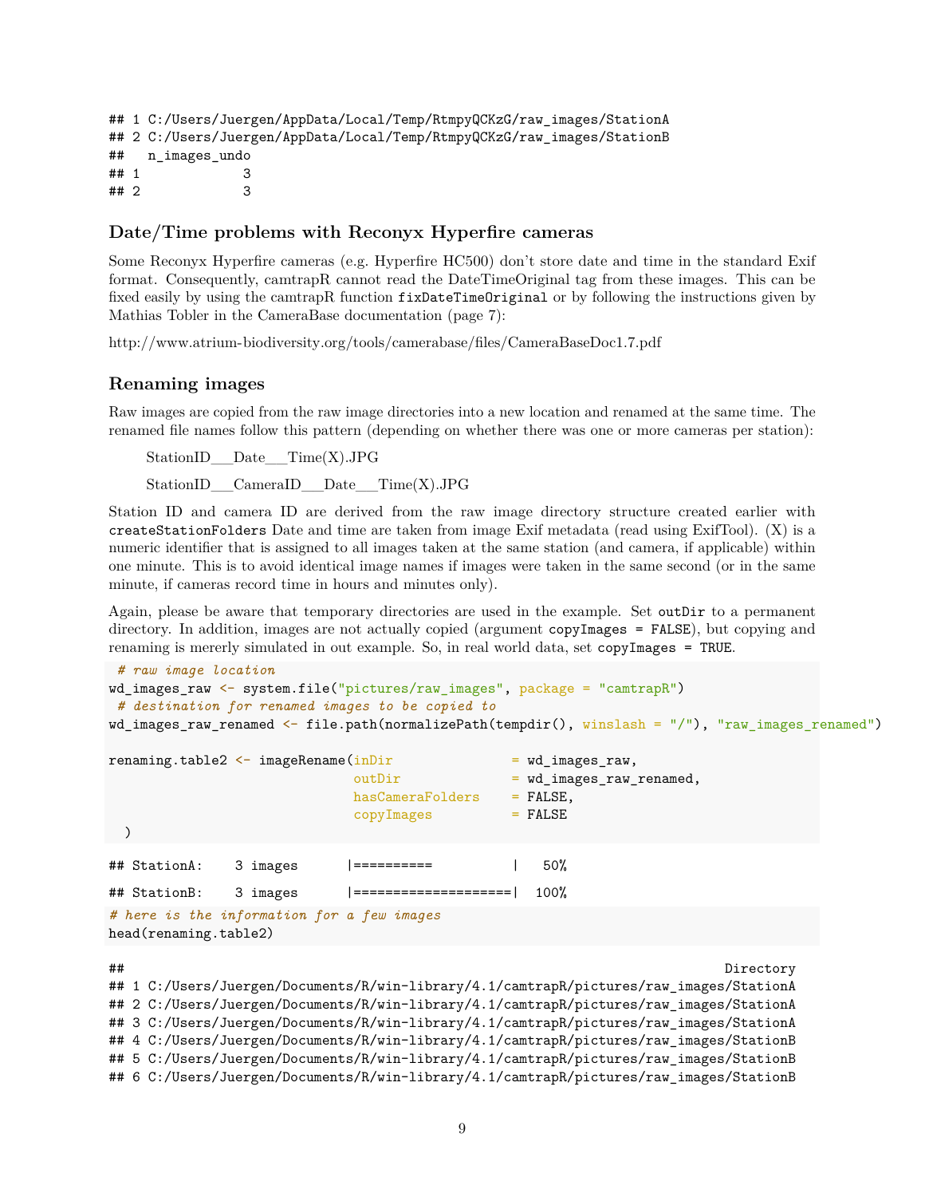```
## 1 C:/Users/Juergen/AppData/Local/Temp/RtmpyQCKzG/raw_images/StationA
## 2 C:/Users/Juergen/AppData/Local/Temp/RtmpyQCKzG/raw_images/StationB
##   n_images_undo
## 1             3
## 2             3
```

### Date/Time problems with Reconyx Hyperfire cameras

Some Reconyx Hyperfire cameras (e.g. Hyperfire HC500) don't store date and time in the standard Exif format. Consequently, camtrapR cannot read the DateTimeOriginal tag from these images. This can be fixed easily by using the camtrapR function `fixDateTimeOriginal` or by following the instructions given by Mathias Tobler in the CameraBase documentation (page 7):

http://www.atrium-biodiversity.org/tools/camerabase/files/CameraBaseDoc1.7.pdf

### Renaming images

Raw images are copied from the raw image directories into a new location and renamed at the same time. The renamed file names follow this pattern (depending on whether there was one or more cameras per station):

StationID__Date__Time(X).JPG

StationID__CameraID__Date__Time(X).JPG

Station ID and camera ID are derived from the raw image directory structure created earlier with `createStationFolders` Date and time are taken from image Exif metadata (read using ExifTool). (X) is a numeric identifier that is assigned to all images taken at the same station (and camera, if applicable) within one minute. This is to avoid identical image names if images were taken in the same second (or in the same minute, if cameras record time in hours and minutes only).

Again, please be aware that temporary directories are used in the example. Set `outDir` to a permanent directory. In addition, images are not actually copied (argument `copyImages = FALSE`), but copying and renaming is mererly simulated in out example. So, in real world data, set `copyImages = TRUE`.

```
 # raw image location
wd_images_raw <- system.file("pictures/raw_images", package = "camtrapR")
 # destination for renamed images to be copied to
wd_images_raw_renamed <- file.path(normalizePath(tempdir(), winslash = "/"), "raw_images_renamed")

renaming.table2 <- imageRename(inDir               = wd_images_raw,
                               outDir              = wd_images_raw_renamed,
                               hasCameraFolders    = FALSE,
                               copyImages          = FALSE
  )
```

```
## StationA:    3 images      |==========          |   50%

## StationB:    3 images      |====================|  100%
```

```
# here is the information for a few images
head(renaming.table2)
```

```
##                                                                       Directory
## 1 C:/Users/Juergen/Documents/R/win-library/4.1/camtrapR/pictures/raw_images/StationA
## 2 C:/Users/Juergen/Documents/R/win-library/4.1/camtrapR/pictures/raw_images/StationA
## 3 C:/Users/Juergen/Documents/R/win-library/4.1/camtrapR/pictures/raw_images/StationA
## 4 C:/Users/Juergen/Documents/R/win-library/4.1/camtrapR/pictures/raw_images/StationB
## 5 C:/Users/Juergen/Documents/R/win-library/4.1/camtrapR/pictures/raw_images/StationB
## 6 C:/Users/Juergen/Documents/R/win-library/4.1/camtrapR/pictures/raw_images/StationB
```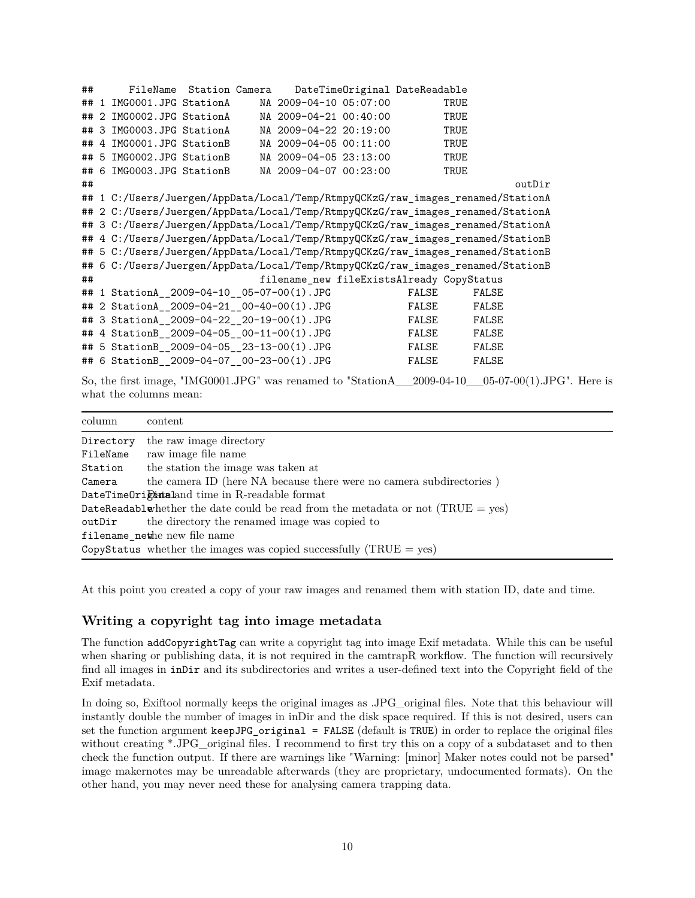```
##      FileName  Station Camera    DateTimeOriginal DateReadable
## 1 IMG0001.JPG StationA     NA 2009-04-10 05:07:00         TRUE
## 2 IMG0002.JPG StationA     NA 2009-04-21 00:40:00         TRUE
## 3 IMG0003.JPG StationA     NA 2009-04-22 20:19:00         TRUE
## 4 IMG0001.JPG StationB     NA 2009-04-05 00:11:00         TRUE
## 5 IMG0002.JPG StationB     NA 2009-04-05 23:13:00         TRUE
## 6 IMG0003.JPG StationB     NA 2009-04-07 00:23:00         TRUE
##                                                                    outDir
## 1 C:/Users/Juergen/AppData/Local/Temp/RtmpyQCKzG/raw_images_renamed/StationA
## 2 C:/Users/Juergen/AppData/Local/Temp/RtmpyQCKzG/raw_images_renamed/StationA
## 3 C:/Users/Juergen/AppData/Local/Temp/RtmpyQCKzG/raw_images_renamed/StationA
## 4 C:/Users/Juergen/AppData/Local/Temp/RtmpyQCKzG/raw_images_renamed/StationB
## 5 C:/Users/Juergen/AppData/Local/Temp/RtmpyQCKzG/raw_images_renamed/StationB
## 6 C:/Users/Juergen/AppData/Local/Temp/RtmpyQCKzG/raw_images_renamed/StationB
##                            filename_new fileExistsAlready CopyStatus
## 1 StationA__2009-04-10__05-07-00(1).JPG             FALSE      FALSE
## 2 StationA__2009-04-21__00-40-00(1).JPG             FALSE      FALSE
## 3 StationA__2009-04-22__20-19-00(1).JPG             FALSE      FALSE
## 4 StationB__2009-04-05__00-11-00(1).JPG             FALSE      FALSE
## 5 StationB__2009-04-05__23-13-00(1).JPG             FALSE      FALSE
## 6 StationB__2009-04-07__00-23-00(1).JPG             FALSE      FALSE
```

So, the first image, "IMG0001.JPG" was renamed to "StationA___2009-04-10___05-07-00(1).JPG". Here is what the columns mean:

| column | content |
|---|---|
| `Directory` | the raw image directory |
| `FileName` | raw image file name |
| `Station` | the station the image was taken at |
| `Camera` | the camera ID (here NA because there were no camera subdirectories ) |
| `DateTimeOriginal` | Date and time in R-readable format |
| `DateReadable` | whether the date could be read from the metadata or not (TRUE = yes) |
| `outDir` | the directory the renamed image was copied to |
| `filename_new` | the new file name |
| `CopyStatus` | whether the images was copied successfully (TRUE = yes) |

At this point you created a copy of your raw images and renamed them with station ID, date and time.

### Writing a copyright tag into image metadata

The function `addCopyrightTag` can write a copyright tag into image Exif metadata. While this can be useful when sharing or publishing data, it is not required in the camtrapR workflow. The function will recursively find all images in `inDir` and its subdirectories and writes a user-defined text into the Copyright field of the Exif metadata.

In doing so, Exiftool normally keeps the original images as .JPG_original files. Note that this behaviour will instantly double the number of images in inDir and the disk space required. If this is not desired, users can set the function argument `keepJPG_original = FALSE` (default is `TRUE`) in order to replace the original files without creating *.JPG_original files. I recommend to first try this on a copy of a subdataset and to then check the function output. If there are warnings like "Warning: [minor] Maker notes could not be parsed" image makernotes may be unreadable afterwards (they are proprietary, undocumented formats). On the other hand, you may never need these for analysing camera trapping data.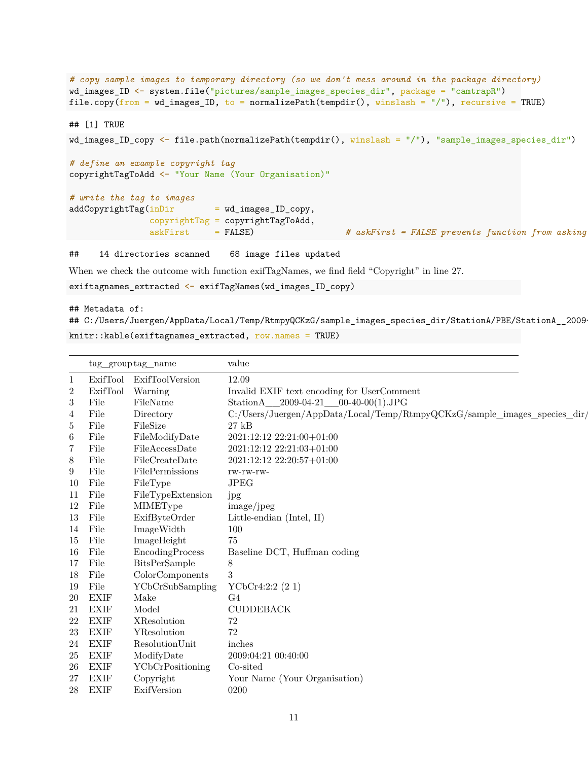```r
# copy sample images to temporary directory (so we don't mess around in the package directory)
wd_images_ID <- system.file("pictures/sample_images_species_dir", package = "camtrapR")
file.copy(from = wd_images_ID, to = normalizePath(tempdir(), winslash = "/"), recursive = TRUE)
```

```
## [1] TRUE
```

```r
wd_images_ID_copy <- file.path(normalizePath(tempdir(), winslash = "/"), "sample_images_species_dir")

# define an example copyright tag
copyrightTagToAdd <- "Your Name (Your Organisation)"

# write the tag to images
addCopyrightTag(inDir        = wd_images_ID_copy,
                copyrightTag = copyrightTagToAdd,
                askFirst     = FALSE)                  # askFirst = FALSE prevents function from asking
```

```
##    14 directories scanned    68 image files updated
```

When we check the outcome with function exifTagNames, we find field "Copyright" in line 27.

```r
exiftagnames_extracted <- exifTagNames(wd_images_ID_copy)
```

```
## Metadata of:
## C:/Users/Juergen/AppData/Local/Temp/RtmpyQCKzG/sample_images_species_dir/StationA/PBE/StationA__2009-
```

```r
knitr::kable(exiftagnames_extracted, row.names = TRUE)
```

| | tag_group | tag_name | value |
|---|---|---|---|
| 1 | ExifTool | ExifToolVersion | 12.09 |
| 2 | ExifTool | Warning | Invalid EXIF text encoding for UserComment |
| 3 | File | FileName | StationA___2009-04-21___00-40-00(1).JPG |
| 4 | File | Directory | C:/Users/Juergen/AppData/Local/Temp/RtmpyQCKzG/sample_images_species_dir/ |
| 5 | File | FileSize | 27 kB |
| 6 | File | FileModifyDate | 2021:12:12 22:21:00+01:00 |
| 7 | File | FileAccessDate | 2021:12:12 22:21:03+01:00 |
| 8 | File | FileCreateDate | 2021:12:12 22:20:57+01:00 |
| 9 | File | FilePermissions | rw-rw-rw- |
| 10 | File | FileType | JPEG |
| 11 | File | FileTypeExtension | jpg |
| 12 | File | MIMEType | image/jpeg |
| 13 | File | ExifByteOrder | Little-endian (Intel, II) |
| 14 | File | ImageWidth | 100 |
| 15 | File | ImageHeight | 75 |
| 16 | File | EncodingProcess | Baseline DCT, Huffman coding |
| 17 | File | BitsPerSample | 8 |
| 18 | File | ColorComponents | 3 |
| 19 | File | YCbCrSubSampling | YCbCr4:2:2 (2 1) |
| 20 | EXIF | Make | G4 |
| 21 | EXIF | Model | CUDDEBACK |
| 22 | EXIF | XResolution | 72 |
| 23 | EXIF | YResolution | 72 |
| 24 | EXIF | ResolutionUnit | inches |
| 25 | EXIF | ModifyDate | 2009:04:21 00:40:00 |
| 26 | EXIF | YCbCrPositioning | Co-sited |
| 27 | EXIF | Copyright | Your Name (Your Organisation) |
| 28 | EXIF | ExifVersion | 0200 |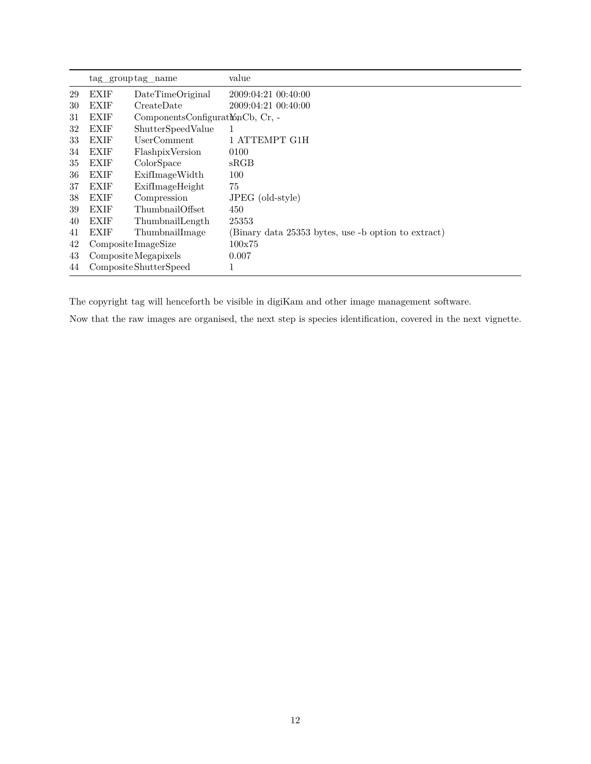| | tag_group | tag_name | value |
|---|---|---|---|
| 29 | EXIF | DateTimeOriginal | 2009:04:21 00:40:00 |
| 30 | EXIF | CreateDate | 2009:04:21 00:40:00 |
| 31 | EXIF | ComponentsConfiguration | Y, Cb, Cr, - |
| 32 | EXIF | ShutterSpeedValue | 1 |
| 33 | EXIF | UserComment | 1 ATTEMPT G1H |
| 34 | EXIF | FlashpixVersion | 0100 |
| 35 | EXIF | ColorSpace | sRGB |
| 36 | EXIF | ExifImageWidth | 100 |
| 37 | EXIF | ExifImageHeight | 75 |
| 38 | EXIF | Compression | JPEG (old-style) |
| 39 | EXIF | ThumbnailOffset | 450 |
| 40 | EXIF | ThumbnailLength | 25353 |
| 41 | EXIF | ThumbnailImage | (Binary data 25353 bytes, use -b option to extract) |
| 42 | Composite | ImageSize | 100x75 |
| 43 | Composite | Megapixels | 0.007 |
| 44 | Composite | ShutterSpeed | 1 |

The copyright tag will henceforth be visible in digiKam and other image management software.

Now that the raw images are organised, the next step is species identification, covered in the next vignette.